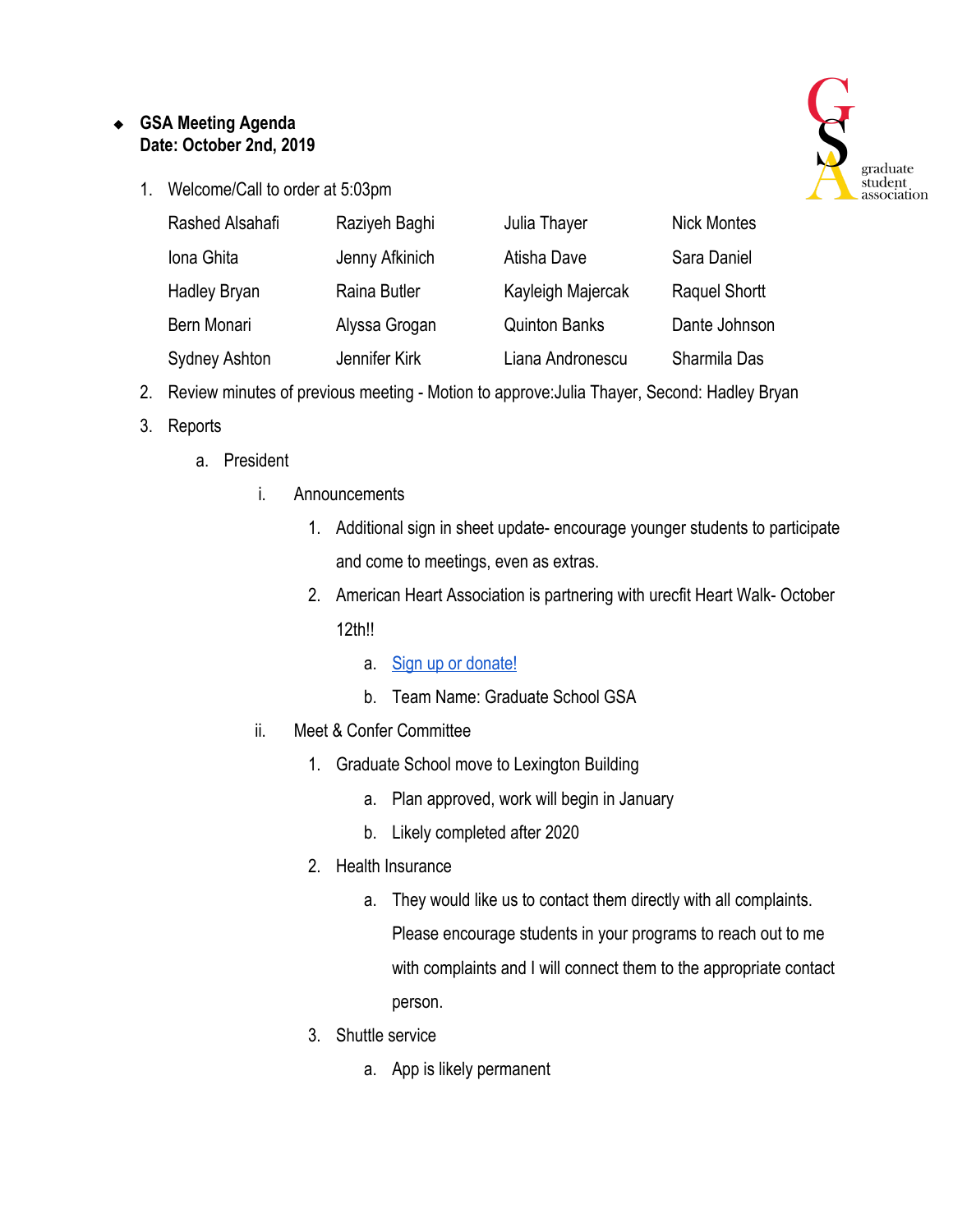- **GSA Meeting Agenda**
  **Date: October 2nd, 2019**

graduate student association

1. Welcome/Call to order at 5:03pm

| | | | |
|---|---|---|---|
| Rashed Alsahafi | Raziyeh Baghi | Julia Thayer | Nick Montes |
| Iona Ghita | Jenny Afkinich | Atisha Dave | Sara Daniel |
| Hadley Bryan | Raina Butler | Kayleigh Majercak | Raquel Shortt |
| Bern Monari | Alyssa Grogan | Quinton Banks | Dante Johnson |
| Sydney Ashton | Jennifer Kirk | Liana Andronescu | Sharmila Das |

2. Review minutes of previous meeting - Motion to approve:Julia Thayer, Second: Hadley Bryan
3. Reports
   a. President
      i. Announcements
         1. Additional sign in sheet update- encourage younger students to participate and come to meetings, even as extras.
         2. American Heart Association is partnering with urecfit Heart Walk- October 12th!!
            a. Sign up or donate!
            b. Team Name: Graduate School GSA
      ii. Meet & Confer Committee
         1. Graduate School move to Lexington Building
            a. Plan approved, work will begin in January
            b. Likely completed after 2020
         2. Health Insurance
            a. They would like us to contact them directly with all complaints. Please encourage students in your programs to reach out to me with complaints and I will connect them to the appropriate contact person.
         3. Shuttle service
            a. App is likely permanent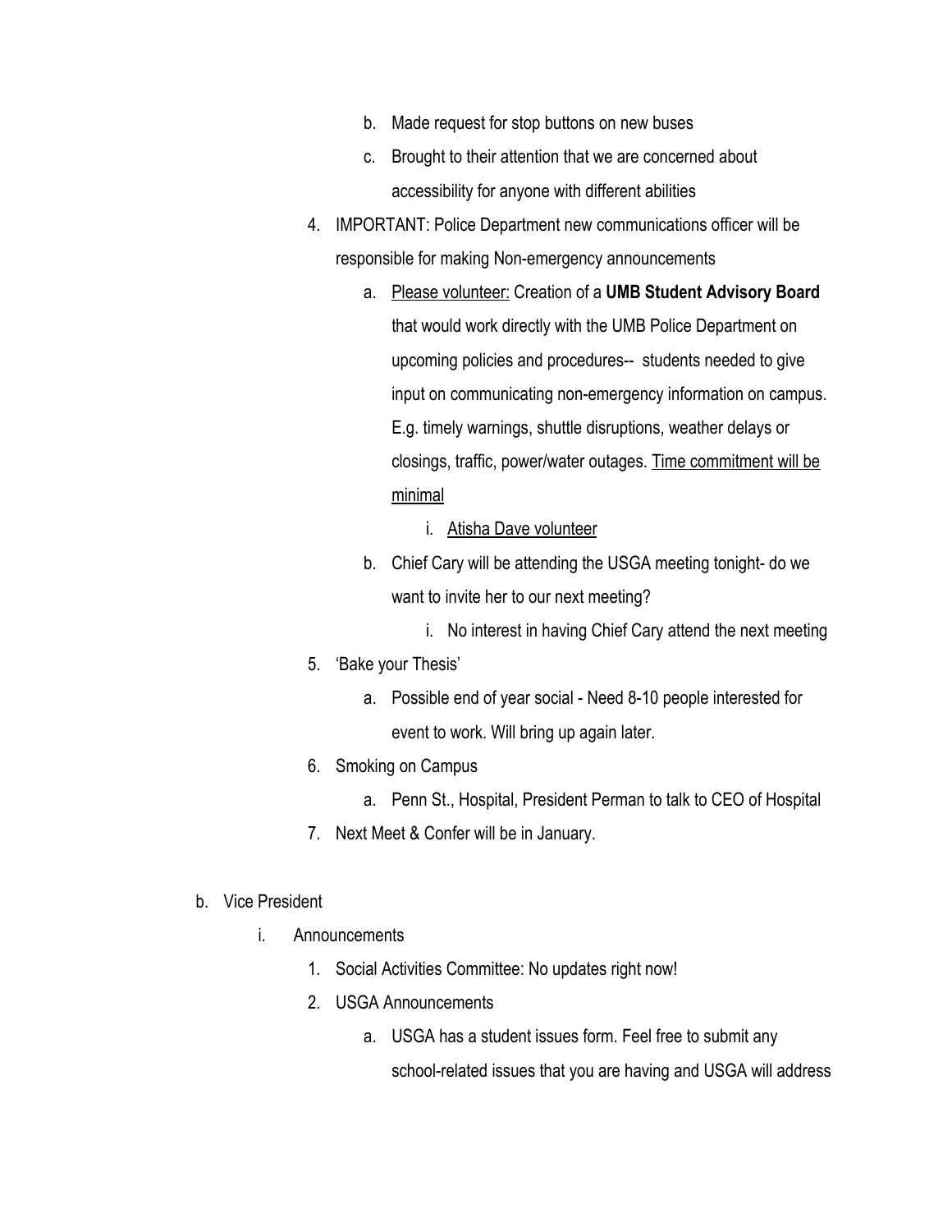- b. Made request for stop buttons on new buses
   - c. Brought to their attention that we are concerned about accessibility for anyone with different abilities
4. IMPORTANT: Police Department new communications officer will be responsible for making Non-emergency announcements
   - a. <u>Please volunteer:</u> Creation of a **UMB Student Advisory Board** that would work directly with the UMB Police Department on upcoming policies and procedures-- students needed to give input on communicating non-emergency information on campus. E.g. timely warnings, shuttle disruptions, weather delays or closings, traffic, power/water outages. <u>Time commitment will be minimal</u>
     - i. <u>Atisha Dave volunteer</u>
   - b. Chief Cary will be attending the USGA meeting tonight- do we want to invite her to our next meeting?
     - i. No interest in having Chief Cary attend the next meeting
5. 'Bake your Thesis'
   - a. Possible end of year social - Need 8-10 people interested for event to work. Will bring up again later.
6. Smoking on Campus
   - a. Penn St., Hospital, President Perman to talk to CEO of Hospital
7. Next Meet & Confer will be in January.

b. Vice President

- i. Announcements
  1. Social Activities Committee: No updates right now!
  2. USGA Announcements
     - a. USGA has a student issues form. Feel free to submit any school-related issues that you are having and USGA will address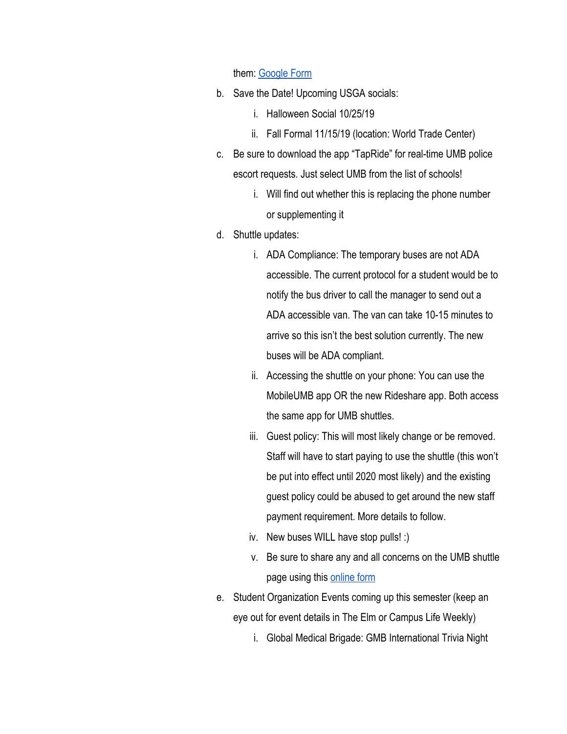them: [Google Form]()

b. Save the Date! Upcoming USGA socials:
    i. Halloween Social 10/25/19
    ii. Fall Formal 11/15/19 (location: World Trade Center)
c. Be sure to download the app "TapRide" for real-time UMB police escort requests. Just select UMB from the list of schools!
    i. Will find out whether this is replacing the phone number or supplementing it
d. Shuttle updates:
    i. ADA Compliance: The temporary buses are not ADA accessible. The current protocol for a student would be to notify the bus driver to call the manager to send out a ADA accessible van. The van can take 10-15 minutes to arrive so this isn't the best solution currently. The new buses will be ADA compliant.
    ii. Accessing the shuttle on your phone: You can use the MobileUMB app OR the new Rideshare app. Both access the same app for UMB shuttles.
    iii. Guest policy: This will most likely change or be removed. Staff will have to start paying to use the shuttle (this won't be put into effect until 2020 most likely) and the existing guest policy could be abused to get around the new staff payment requirement. More details to follow.
    iv. New buses WILL have stop pulls! :)
    v. Be sure to share any and all concerns on the UMB shuttle page using this [online form]()
e. Student Organization Events coming up this semester (keep an eye out for event details in The Elm or Campus Life Weekly)
    i. Global Medical Brigade: GMB International Trivia Night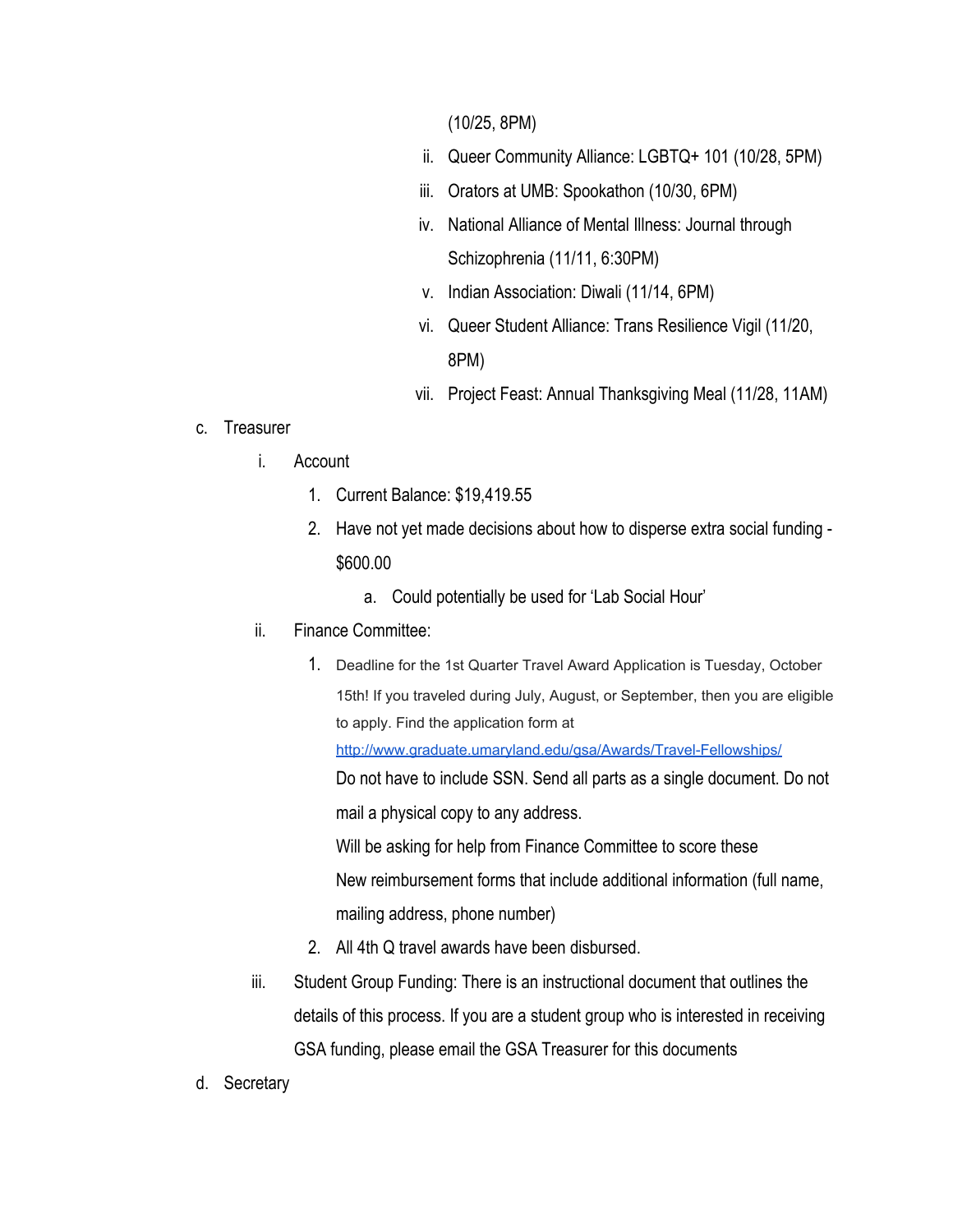(10/25, 8PM)

   ii. Queer Community Alliance: LGBTQ+ 101 (10/28, 5PM)
   iii. Orators at UMB: Spookathon (10/30, 6PM)
   iv. National Alliance of Mental Illness: Journal through Schizophrenia (11/11, 6:30PM)
   v. Indian Association: Diwali (11/14, 6PM)
   vi. Queer Student Alliance: Trans Resilience Vigil (11/20, 8PM)
   vii. Project Feast: Annual Thanksgiving Meal (11/28, 11AM)

c. Treasurer
   i. Account
      1. Current Balance: $19,419.55
      2. Have not yet made decisions about how to disperse extra social funding - $600.00
         a. Could potentially be used for 'Lab Social Hour'
   ii. Finance Committee:
      1. Deadline for the 1st Quarter Travel Award Application is Tuesday, October 15th! If you traveled during July, August, or September, then you are eligible to apply. Find the application form at [http://www.graduate.umaryland.edu/gsa/Awards/Travel-Fellowships/](http://www.graduate.umaryland.edu/gsa/Awards/Travel-Fellowships/)
         Do not have to include SSN. Send all parts as a single document. Do not mail a physical copy to any address.
         Will be asking for help from Finance Committee to score these
         New reimbursement forms that include additional information (full name, mailing address, phone number)
      2. All 4th Q travel awards have been disbursed.
   iii. Student Group Funding: There is an instructional document that outlines the details of this process. If you are a student group who is interested in receiving GSA funding, please email the GSA Treasurer for this documents

d. Secretary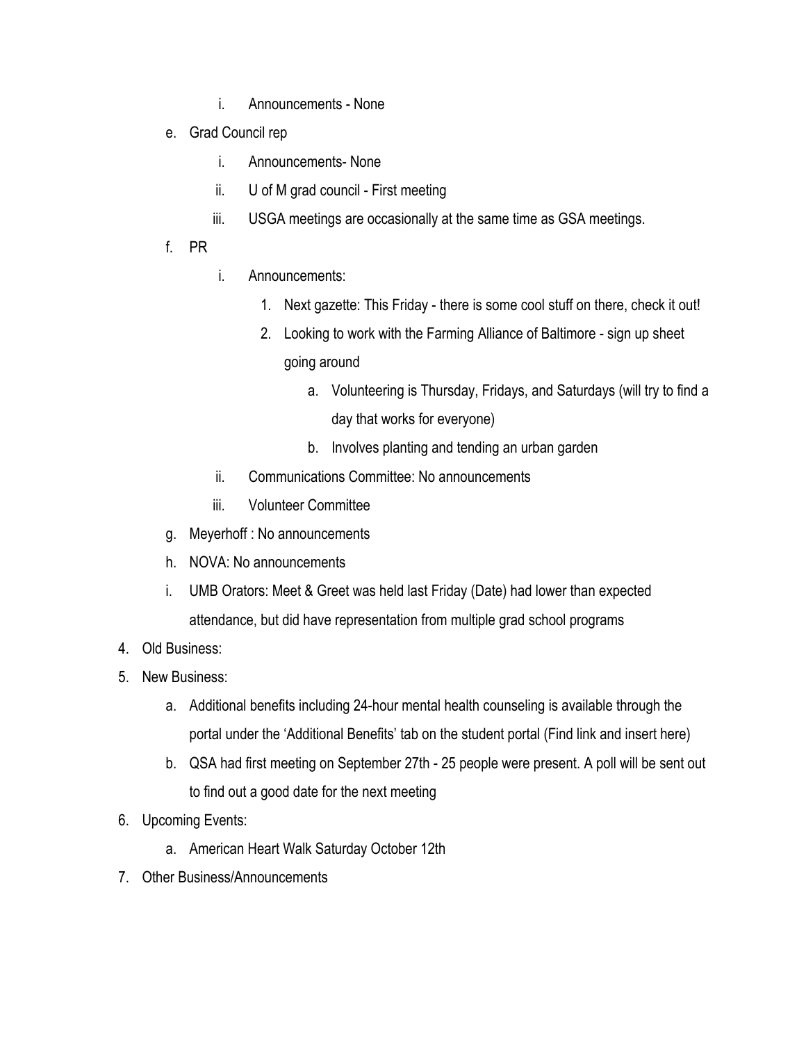i. Announcements - None

   e. Grad Council rep
        i. Announcements- None
        ii. U of M grad council - First meeting
        iii. USGA meetings are occasionally at the same time as GSA meetings.
   f. PR
        i. Announcements:
            1. Next gazette: This Friday - there is some cool stuff on there, check it out!
            2. Looking to work with the Farming Alliance of Baltimore - sign up sheet going around
                a. Volunteering is Thursday, Fridays, and Saturdays (will try to find a day that works for everyone)
                b. Involves planting and tending an urban garden
        ii. Communications Committee: No announcements
        iii. Volunteer Committee
   g. Meyerhoff : No announcements
   h. NOVA: No announcements
   i. UMB Orators: Meet & Greet was held last Friday (Date) had lower than expected attendance, but did have representation from multiple grad school programs
4. Old Business:
5. New Business:
   a. Additional benefits including 24-hour mental health counseling is available through the portal under the 'Additional Benefits' tab on the student portal (Find link and insert here)
   b. QSA had first meeting on September 27th - 25 people were present. A poll will be sent out to find out a good date for the next meeting
6. Upcoming Events:
   a. American Heart Walk Saturday October 12th
7. Other Business/Announcements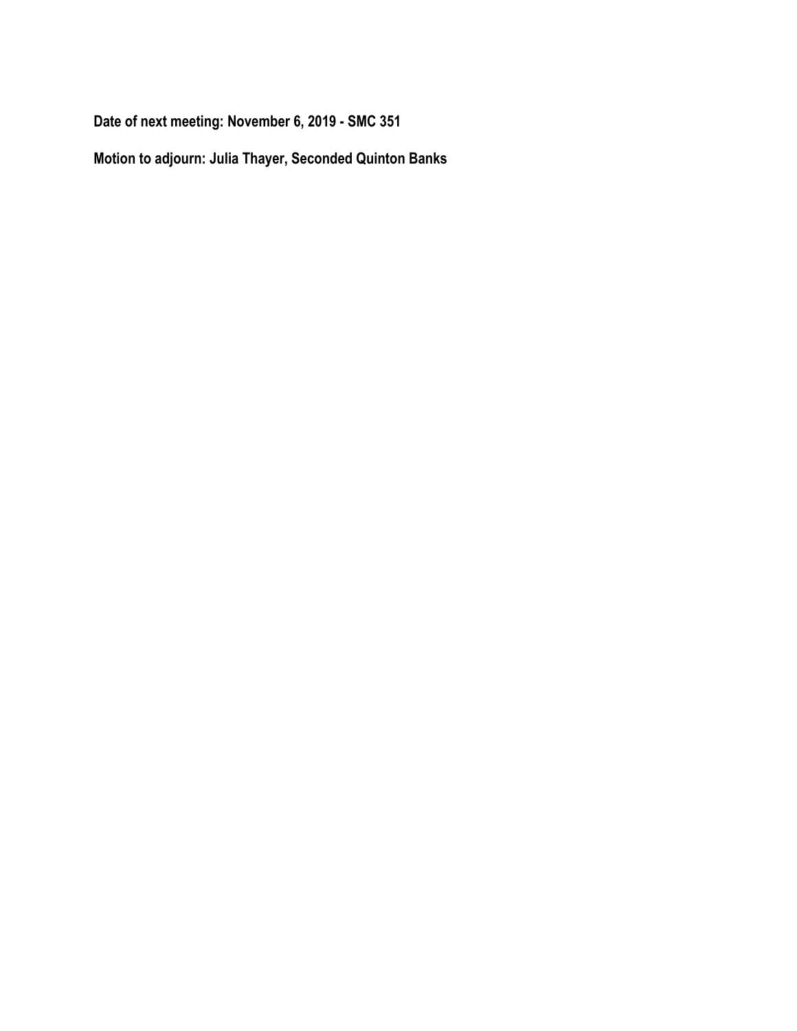**Date of next meeting: November 6, 2019 - SMC 351**

**Motion to adjourn: Julia Thayer, Seconded Quinton Banks**